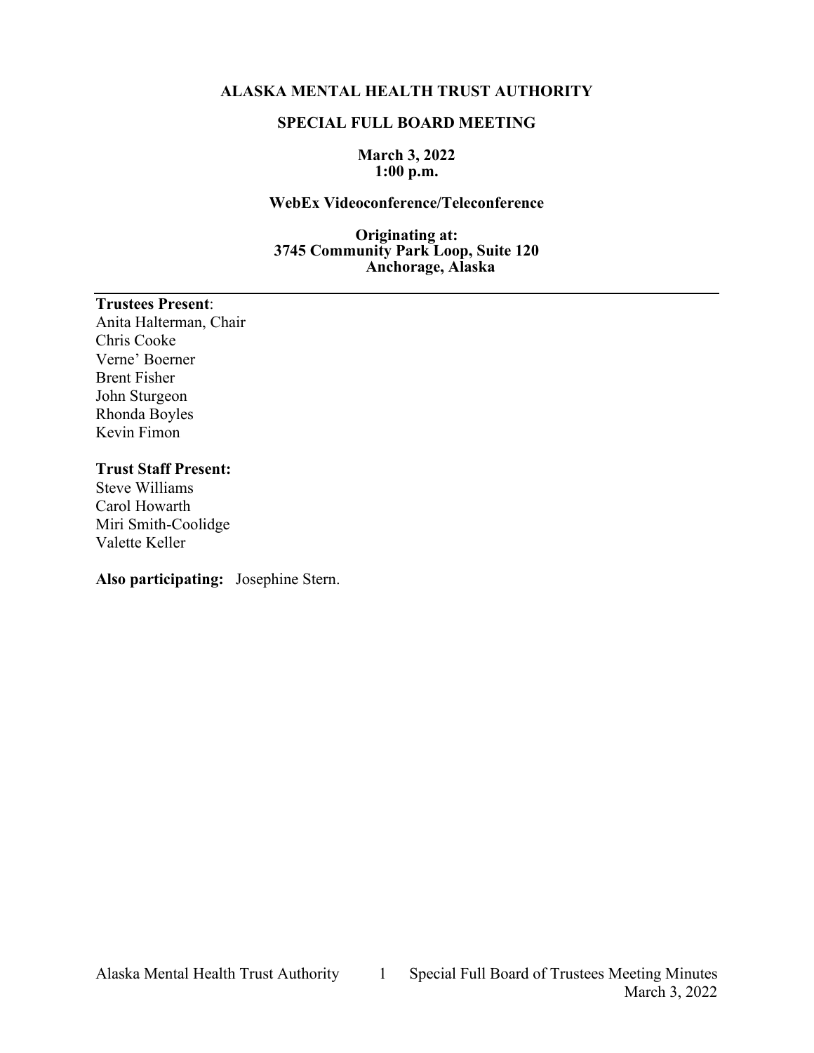# ALASKA MENTAL HEALTH TRUST AUTHORITY

## SPECIAL FULL BOARD MEETING

**March 3, 2022**
**1:00 p.m.**

**WebEx Videoconference/Teleconference**

**Originating at:**
**3745 Community Park Loop, Suite 120**
**Anchorage, Alaska**

---

**Trustees Present**:
Anita Halterman, Chair
Chris Cooke
Verne' Boerner
Brent Fisher
John Sturgeon
Rhonda Boyles
Kevin Fimon

**Trust Staff Present:**
Steve Williams
Carol Howarth
Miri Smith-Coolidge
Valette Keller

**Also participating:** Josephine Stern.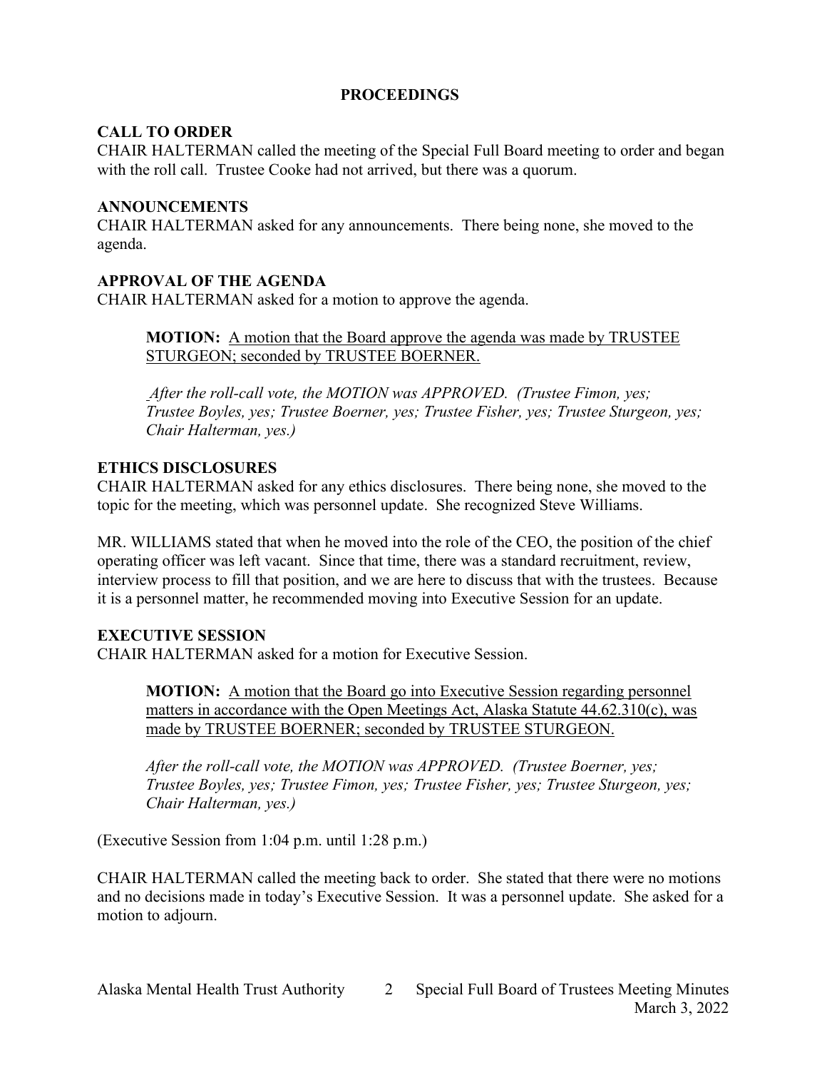## PROCEEDINGS

### CALL TO ORDER

CHAIR HALTERMAN called the meeting of the Special Full Board meeting to order and began with the roll call. Trustee Cooke had not arrived, but there was a quorum.

### ANNOUNCEMENTS

CHAIR HALTERMAN asked for any announcements. There being none, she moved to the agenda.

### APPROVAL OF THE AGENDA

CHAIR HALTERMAN asked for a motion to approve the agenda.

> **MOTION:** <u>A motion that the Board approve the agenda was made by TRUSTEE STURGEON; seconded by TRUSTEE BOERNER.</u>
>
> *After the roll-call vote, the MOTION was APPROVED. (Trustee Fimon, yes; Trustee Boyles, yes; Trustee Boerner, yes; Trustee Fisher, yes; Trustee Sturgeon, yes; Chair Halterman, yes.)*

### ETHICS DISCLOSURES

CHAIR HALTERMAN asked for any ethics disclosures. There being none, she moved to the topic for the meeting, which was personnel update. She recognized Steve Williams.

MR. WILLIAMS stated that when he moved into the role of the CEO, the position of the chief operating officer was left vacant. Since that time, there was a standard recruitment, review, interview process to fill that position, and we are here to discuss that with the trustees. Because it is a personnel matter, he recommended moving into Executive Session for an update.

### EXECUTIVE SESSION

CHAIR HALTERMAN asked for a motion for Executive Session.

> **MOTION:** <u>A motion that the Board go into Executive Session regarding personnel matters in accordance with the Open Meetings Act, Alaska Statute 44.62.310(c), was made by TRUSTEE BOERNER; seconded by TRUSTEE STURGEON.</u>
>
> *After the roll-call vote, the MOTION was APPROVED. (Trustee Boerner, yes; Trustee Boyles, yes; Trustee Fimon, yes; Trustee Fisher, yes; Trustee Sturgeon, yes; Chair Halterman, yes.)*

(Executive Session from 1:04 p.m. until 1:28 p.m.)

CHAIR HALTERMAN called the meeting back to order. She stated that there were no motions and no decisions made in today's Executive Session. It was a personnel update. She asked for a motion to adjourn.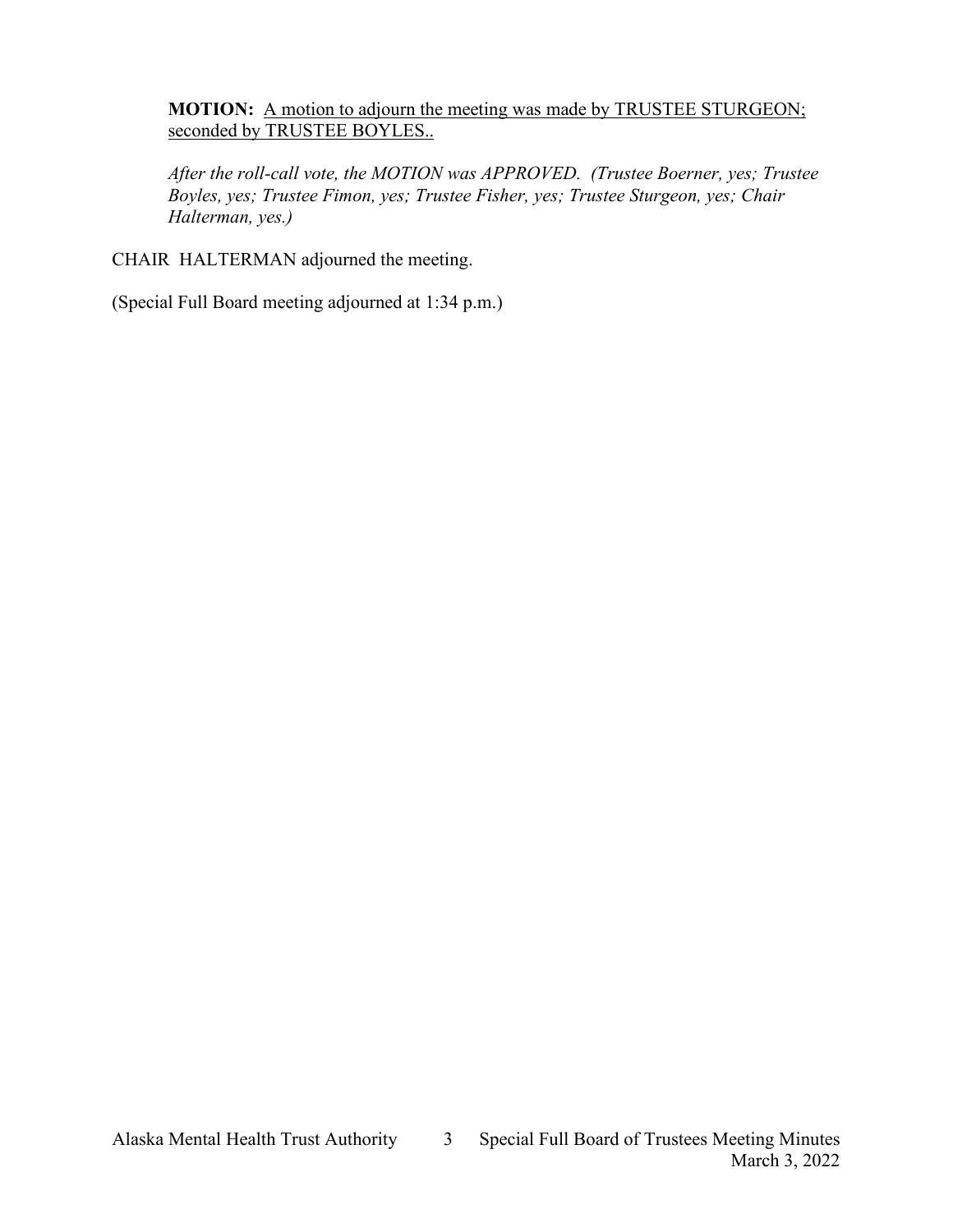**MOTION:** <u>A motion to adjourn the meeting was made by TRUSTEE STURGEON; seconded by TRUSTEE BOYLES..</u>

*After the roll-call vote, the MOTION was APPROVED. (Trustee Boerner, yes; Trustee Boyles, yes; Trustee Fimon, yes; Trustee Fisher, yes; Trustee Sturgeon, yes; Chair Halterman, yes.)*

CHAIR HALTERMAN adjourned the meeting.

(Special Full Board meeting adjourned at 1:34 p.m.)